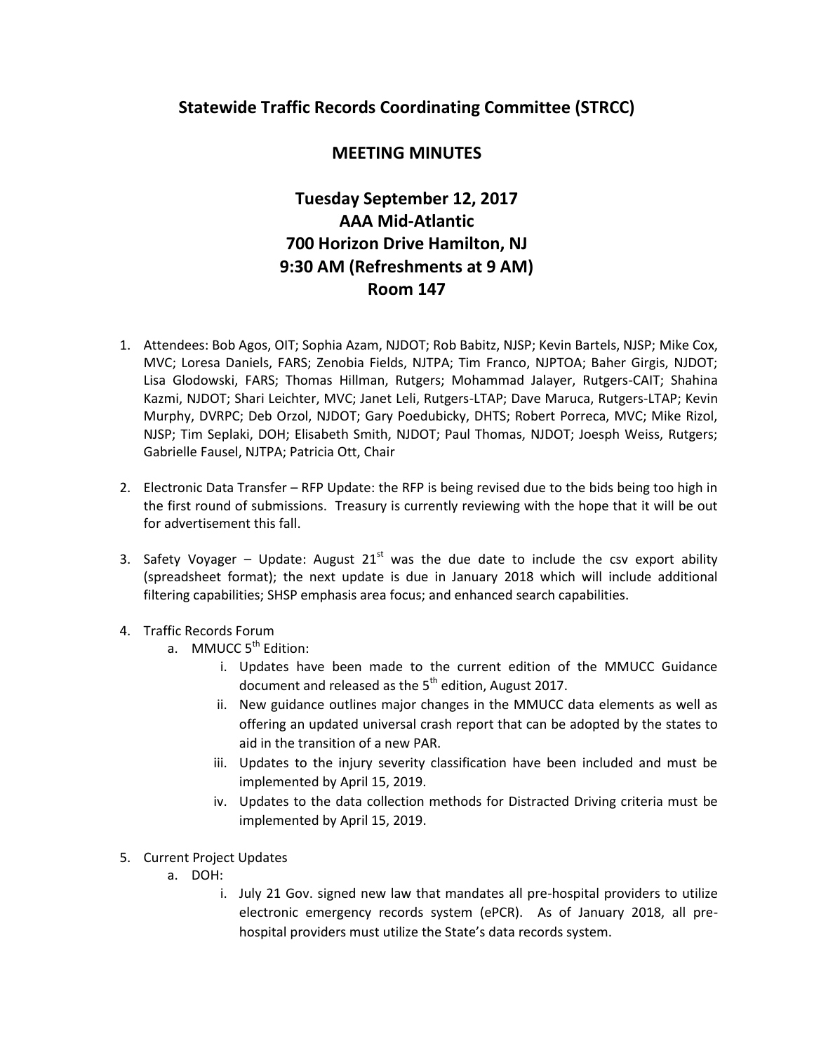# Statewide Traffic Records Coordinating Committee (STRCC)

## MEETING MINUTES

### Tuesday September 12, 2017
### AAA Mid-Atlantic
### 700 Horizon Drive Hamilton, NJ
### 9:30 AM (Refreshments at 9 AM)
### Room 147

1. Attendees: Bob Agos, OIT; Sophia Azam, NJDOT; Rob Babitz, NJSP; Kevin Bartels, NJSP; Mike Cox, MVC; Loresa Daniels, FARS; Zenobia Fields, NJTPA; Tim Franco, NJPTOA; Baher Girgis, NJDOT; Lisa Glodowski, FARS; Thomas Hillman, Rutgers; Mohammad Jalayer, Rutgers-CAIT; Shahina Kazmi, NJDOT; Shari Leichter, MVC; Janet Leli, Rutgers-LTAP; Dave Maruca, Rutgers-LTAP; Kevin Murphy, DVRPC; Deb Orzol, NJDOT; Gary Poedubicky, DHTS; Robert Porreca, MVC; Mike Rizol, NJSP; Tim Seplaki, DOH; Elisabeth Smith, NJDOT; Paul Thomas, NJDOT; Joesph Weiss, Rutgers; Gabrielle Fausel, NJTPA; Patricia Ott, Chair

2. Electronic Data Transfer – RFP Update: the RFP is being revised due to the bids being too high in the first round of submissions. Treasury is currently reviewing with the hope that it will be out for advertisement this fall.

3. Safety Voyager – Update: August 21st was the due date to include the csv export ability (spreadsheet format); the next update is due in January 2018 which will include additional filtering capabilities; SHSP emphasis area focus; and enhanced search capabilities.

4. Traffic Records Forum
   a. MMUCC 5th Edition:
      i. Updates have been made to the current edition of the MMUCC Guidance document and released as the 5th edition, August 2017.
      ii. New guidance outlines major changes in the MMUCC data elements as well as offering an updated universal crash report that can be adopted by the states to aid in the transition of a new PAR.
      iii. Updates to the injury severity classification have been included and must be implemented by April 15, 2019.
      iv. Updates to the data collection methods for Distracted Driving criteria must be implemented by April 15, 2019.

5. Current Project Updates
   a. DOH:
      i. July 21 Gov. signed new law that mandates all pre-hospital providers to utilize electronic emergency records system (ePCR). As of January 2018, all pre-hospital providers must utilize the State's data records system.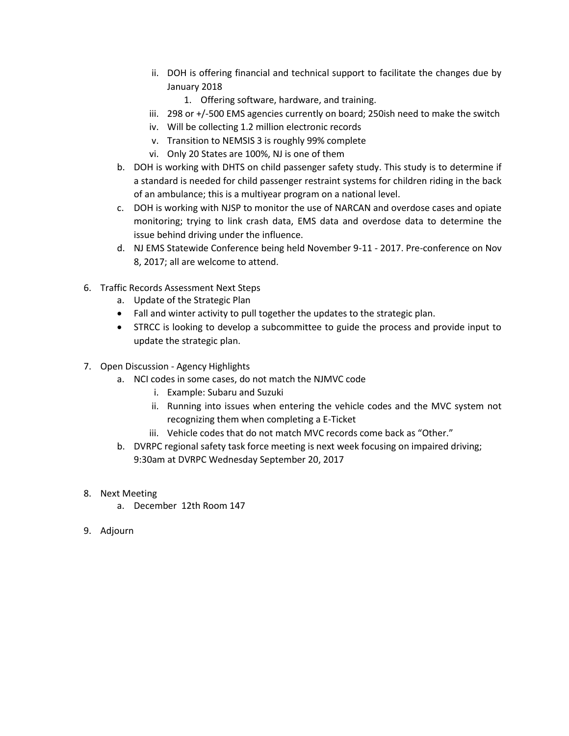ii. DOH is offering financial and technical support to facilitate the changes due by January 2018
      1. Offering software, hardware, and training.
   iii. 298 or +/-500 EMS agencies currently on board; 250ish need to make the switch
   iv. Will be collecting 1.2 million electronic records
   v. Transition to NEMSIS 3 is roughly 99% complete
   vi. Only 20 States are 100%, NJ is one of them
   b. DOH is working with DHTS on child passenger safety study. This study is to determine if a standard is needed for child passenger restraint systems for children riding in the back of an ambulance; this is a multiyear program on a national level.
   c. DOH is working with NJSP to monitor the use of NARCAN and overdose cases and opiate monitoring; trying to link crash data, EMS data and overdose data to determine the issue behind driving under the influence.
   d. NJ EMS Statewide Conference being held November 9-11 - 2017. Pre-conference on Nov 8, 2017; all are welcome to attend.

6. Traffic Records Assessment Next Steps
   a. Update of the Strategic Plan
   - Fall and winter activity to pull together the updates to the strategic plan.
   - STRCC is looking to develop a subcommittee to guide the process and provide input to update the strategic plan.

7. Open Discussion - Agency Highlights
   a. NCI codes in some cases, do not match the NJMVC code
      i. Example: Subaru and Suzuki
      ii. Running into issues when entering the vehicle codes and the MVC system not recognizing them when completing a E-Ticket
      iii. Vehicle codes that do not match MVC records come back as "Other."
   b. DVRPC regional safety task force meeting is next week focusing on impaired driving; 9:30am at DVRPC Wednesday September 20, 2017

8. Next Meeting
   a. December 12th Room 147

9. Adjourn